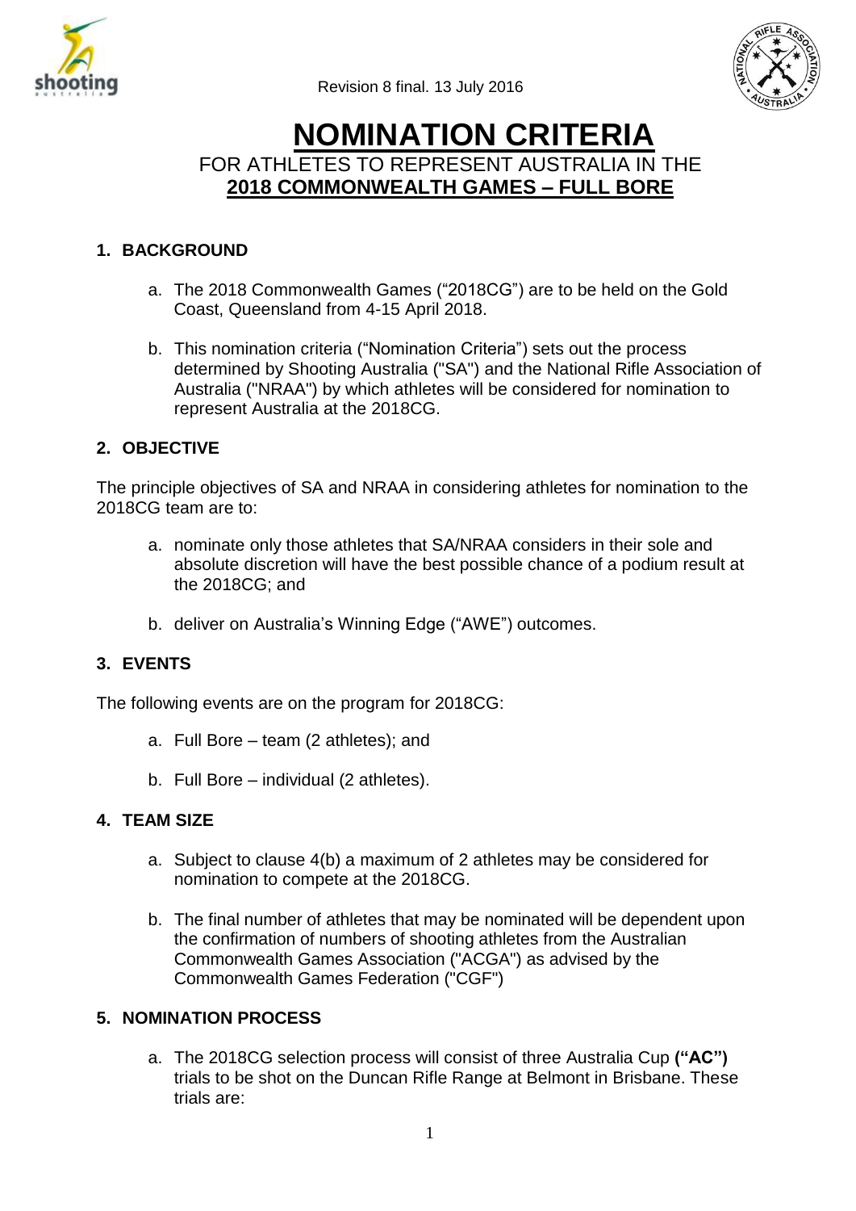Revision 8 final. 13 July 2016

# NOMINATION CRITERIA

FOR ATHLETES TO REPRESENT AUSTRALIA IN THE

**2018 COMMONWEALTH GAMES – FULL BORE**

## 1. BACKGROUND

a. The 2018 Commonwealth Games ("2018CG") are to be held on the Gold Coast, Queensland from 4-15 April 2018.

b. This nomination criteria ("Nomination Criteria") sets out the process determined by Shooting Australia ("SA") and the National Rifle Association of Australia ("NRAA") by which athletes will be considered for nomination to represent Australia at the 2018CG.

## 2. OBJECTIVE

The principle objectives of SA and NRAA in considering athletes for nomination to the 2018CG team are to:

a. nominate only those athletes that SA/NRAA considers in their sole and absolute discretion will have the best possible chance of a podium result at the 2018CG; and

b. deliver on Australia's Winning Edge ("AWE") outcomes.

## 3. EVENTS

The following events are on the program for 2018CG:

a. Full Bore – team (2 athletes); and

b. Full Bore – individual (2 athletes).

## 4. TEAM SIZE

a. Subject to clause 4(b) a maximum of 2 athletes may be considered for nomination to compete at the 2018CG.

b. The final number of athletes that may be nominated will be dependent upon the confirmation of numbers of shooting athletes from the Australian Commonwealth Games Association ("ACGA") as advised by the Commonwealth Games Federation ("CGF")

## 5. NOMINATION PROCESS

a. The 2018CG selection process will consist of three Australia Cup **("AC")** trials to be shot on the Duncan Rifle Range at Belmont in Brisbane. These trials are: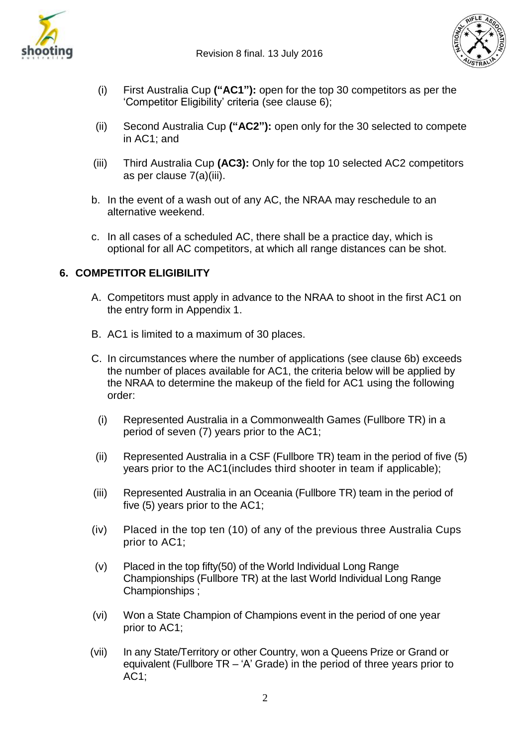(i) First Australia Cup **("AC1"):** open for the top 30 competitors as per the 'Competitor Eligibility' criteria (see clause 6);

(ii) Second Australia Cup **("AC2"):** open only for the 30 selected to compete in AC1; and

(iii) Third Australia Cup **(AC3):** Only for the top 10 selected AC2 competitors as per clause 7(a)(iii).

b. In the event of a wash out of any AC, the NRAA may reschedule to an alternative weekend.

c. In all cases of a scheduled AC, there shall be a practice day, which is optional for all AC competitors, at which all range distances can be shot.

## 6. COMPETITOR ELIGIBILITY

A. Competitors must apply in advance to the NRAA to shoot in the first AC1 on the entry form in Appendix 1.

B. AC1 is limited to a maximum of 30 places.

C. In circumstances where the number of applications (see clause 6b) exceeds the number of places available for AC1, the criteria below will be applied by the NRAA to determine the makeup of the field for AC1 using the following order:

(i) Represented Australia in a Commonwealth Games (Fullbore TR) in a period of seven (7) years prior to the AC1;

(ii) Represented Australia in a CSF (Fullbore TR) team in the period of five (5) years prior to the AC1(includes third shooter in team if applicable);

(iii) Represented Australia in an Oceania (Fullbore TR) team in the period of five (5) years prior to the AC1;

(iv) Placed in the top ten (10) of any of the previous three Australia Cups prior to AC1;

(v) Placed in the top fifty(50) of the World Individual Long Range Championships (Fullbore TR) at the last World Individual Long Range Championships ;

(vi) Won a State Champion of Champions event in the period of one year prior to AC1;

(vii) In any State/Territory or other Country, won a Queens Prize or Grand or equivalent (Fullbore TR – 'A' Grade) in the period of three years prior to AC1;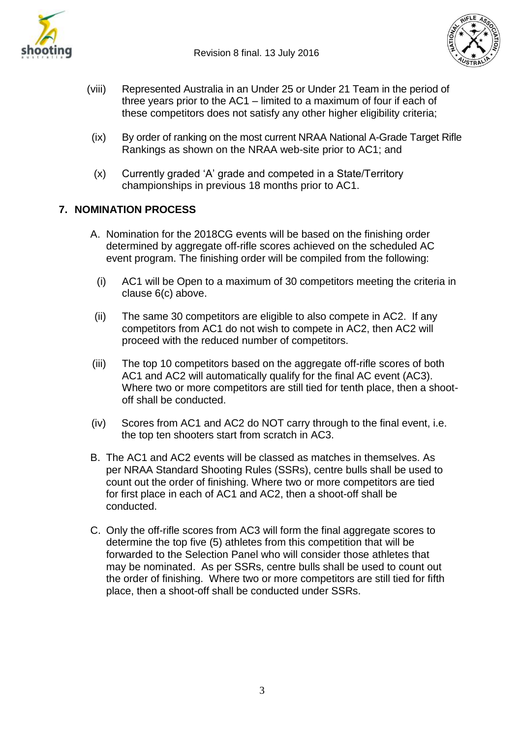(viii) Represented Australia in an Under 25 or Under 21 Team in the period of three years prior to the AC1 – limited to a maximum of four if each of these competitors does not satisfy any other higher eligibility criteria;

(ix) By order of ranking on the most current NRAA National A-Grade Target Rifle Rankings as shown on the NRAA web-site prior to AC1; and

(x) Currently graded 'A' grade and competed in a State/Territory championships in previous 18 months prior to AC1.

## 7. NOMINATION PROCESS

A. Nomination for the 2018CG events will be based on the finishing order determined by aggregate off-rifle scores achieved on the scheduled AC event program. The finishing order will be compiled from the following:

(i) AC1 will be Open to a maximum of 30 competitors meeting the criteria in clause 6(c) above.

(ii) The same 30 competitors are eligible to also compete in AC2. If any competitors from AC1 do not wish to compete in AC2, then AC2 will proceed with the reduced number of competitors.

(iii) The top 10 competitors based on the aggregate off-rifle scores of both AC1 and AC2 will automatically qualify for the final AC event (AC3). Where two or more competitors are still tied for tenth place, then a shoot-off shall be conducted.

(iv) Scores from AC1 and AC2 do NOT carry through to the final event, i.e. the top ten shooters start from scratch in AC3.

B. The AC1 and AC2 events will be classed as matches in themselves. As per NRAA Standard Shooting Rules (SSRs), centre bulls shall be used to count out the order of finishing. Where two or more competitors are tied for first place in each of AC1 and AC2, then a shoot-off shall be conducted.

C. Only the off-rifle scores from AC3 will form the final aggregate scores to determine the top five (5) athletes from this competition that will be forwarded to the Selection Panel who will consider those athletes that may be nominated. As per SSRs, centre bulls shall be used to count out the order of finishing. Where two or more competitors are still tied for fifth place, then a shoot-off shall be conducted under SSRs.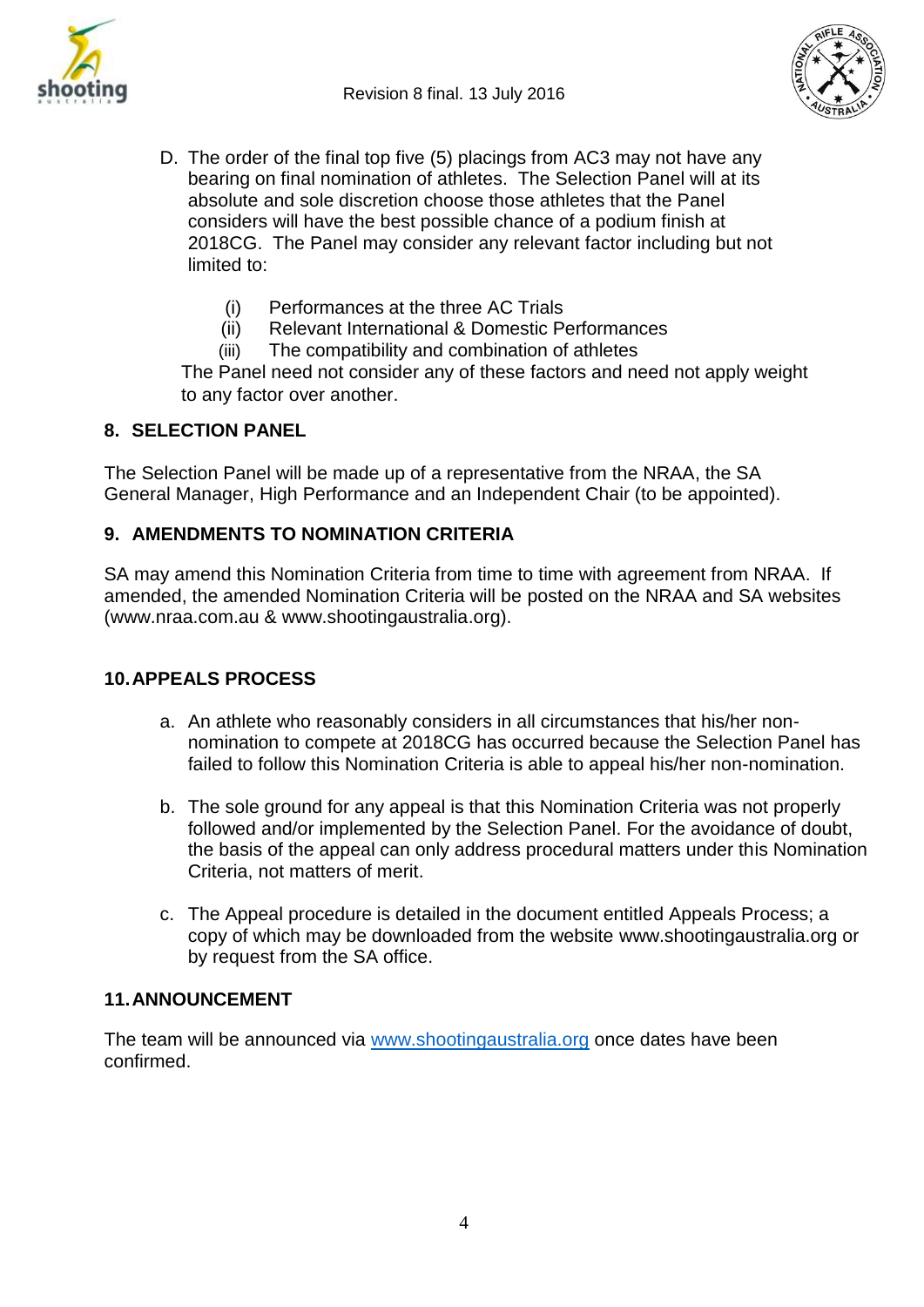D. The order of the final top five (5) placings from AC3 may not have any bearing on final nomination of athletes. The Selection Panel will at its absolute and sole discretion choose those athletes that the Panel considers will have the best possible chance of a podium finish at 2018CG. The Panel may consider any relevant factor including but not limited to:

   (i) Performances at the three AC Trials
   (ii) Relevant International & Domestic Performances
   (iii) The compatibility and combination of athletes

   The Panel need not consider any of these factors and need not apply weight to any factor over another.

## 8. SELECTION PANEL

The Selection Panel will be made up of a representative from the NRAA, the SA General Manager, High Performance and an Independent Chair (to be appointed).

## 9. AMENDMENTS TO NOMINATION CRITERIA

SA may amend this Nomination Criteria from time to time with agreement from NRAA. If amended, the amended Nomination Criteria will be posted on the NRAA and SA websites (www.nraa.com.au & www.shootingaustralia.org).

## 10. APPEALS PROCESS

a. An athlete who reasonably considers in all circumstances that his/her non-nomination to compete at 2018CG has occurred because the Selection Panel has failed to follow this Nomination Criteria is able to appeal his/her non-nomination.

b. The sole ground for any appeal is that this Nomination Criteria was not properly followed and/or implemented by the Selection Panel. For the avoidance of doubt, the basis of the appeal can only address procedural matters under this Nomination Criteria, not matters of merit.

c. The Appeal procedure is detailed in the document entitled Appeals Process; a copy of which may be downloaded from the website www.shootingaustralia.org or by request from the SA office.

## 11. ANNOUNCEMENT

The team will be announced via www.shootingaustralia.org once dates have been confirmed.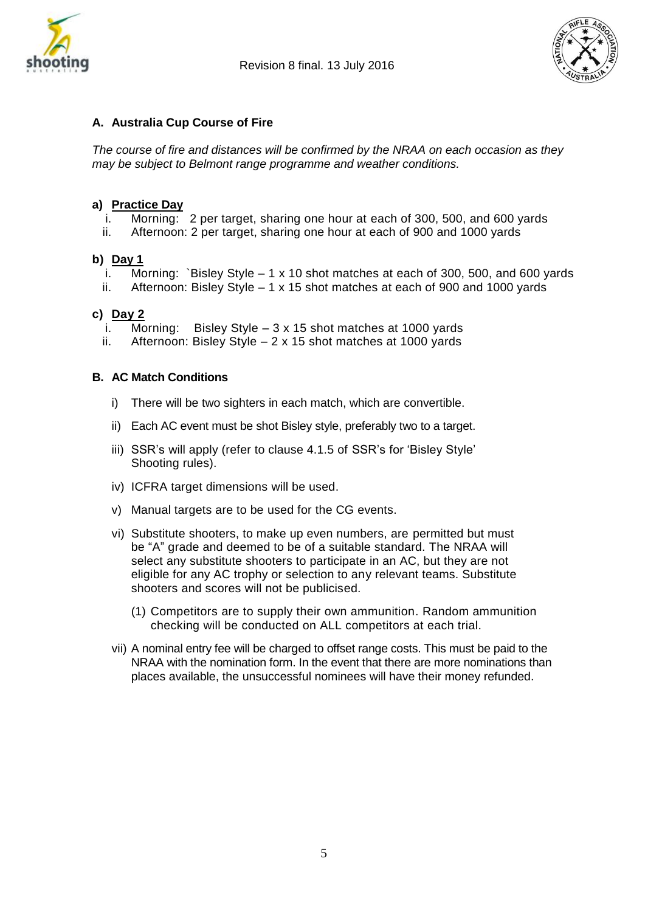### A. Australia Cup Course of Fire

*The course of fire and distances will be confirmed by the NRAA on each occasion as they may be subject to Belmont range programme and weather conditions.*

**a) Practice Day**

i. Morning: 2 per target, sharing one hour at each of 300, 500, and 600 yards
ii. Afternoon: 2 per target, sharing one hour at each of 900 and 1000 yards

**b) Day 1**

i. Morning: `Bisley Style – 1 x 10 shot matches at each of 300, 500, and 600 yards
ii. Afternoon: Bisley Style – 1 x 15 shot matches at each of 900 and 1000 yards

**c) Day 2**

i. Morning: Bisley Style – 3 x 15 shot matches at 1000 yards
ii. Afternoon: Bisley Style – 2 x 15 shot matches at 1000 yards

### B. AC Match Conditions

i) There will be two sighters in each match, which are convertible.

ii) Each AC event must be shot Bisley style, preferably two to a target.

iii) SSR's will apply (refer to clause 4.1.5 of SSR's for 'Bisley Style' Shooting rules).

iv) ICFRA target dimensions will be used.

v) Manual targets are to be used for the CG events.

vi) Substitute shooters, to make up even numbers, are permitted but must be "A" grade and deemed to be of a suitable standard. The NRAA will select any substitute shooters to participate in an AC, but they are not eligible for any AC trophy or selection to any relevant teams. Substitute shooters and scores will not be publicised.

(1) Competitors are to supply their own ammunition. Random ammunition checking will be conducted on ALL competitors at each trial.

vii) A nominal entry fee will be charged to offset range costs. This must be paid to the NRAA with the nomination form. In the event that there are more nominations than places available, the unsuccessful nominees will have their money refunded.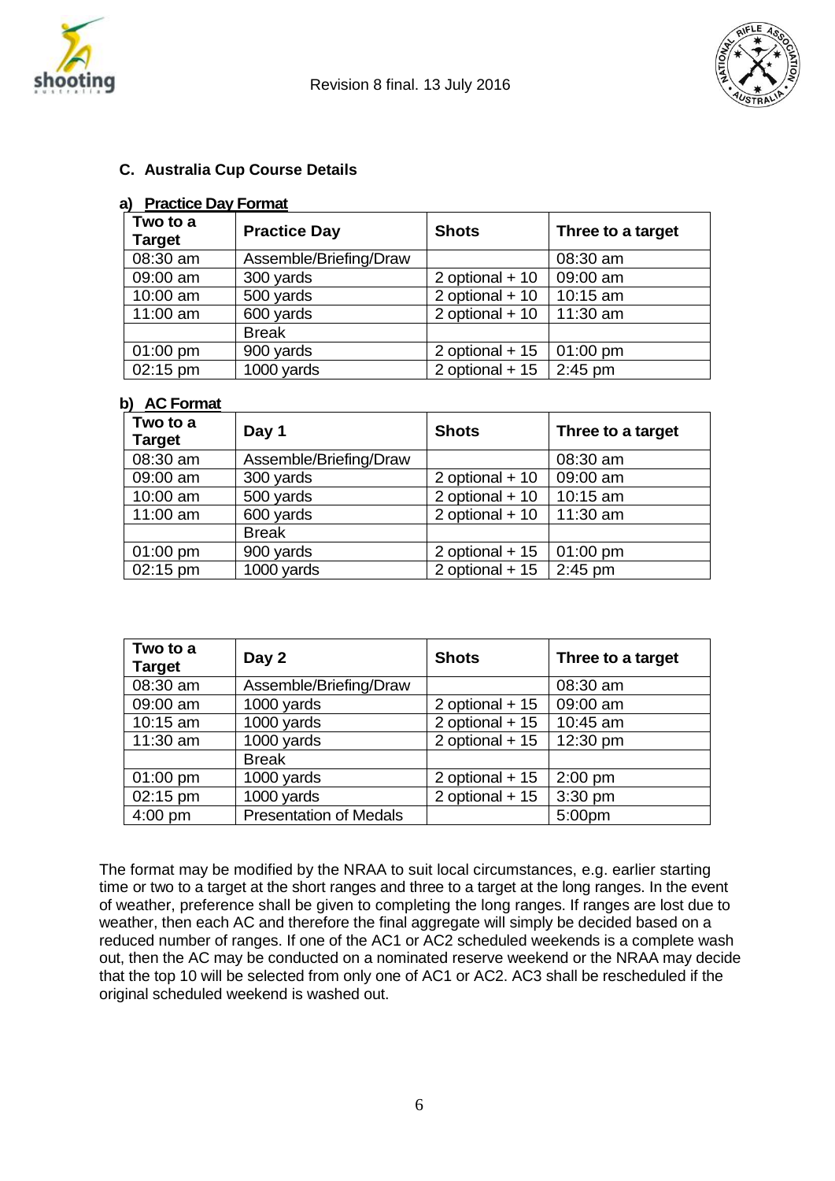### C. Australia Cup Course Details

**a) Practice Day Format**

| Two to a Target | Practice Day | Shots | Three to a target |
|---|---|---|---|
| 08:30 am | Assemble/Briefing/Draw | | 08:30 am |
| 09:00 am | 300 yards | 2 optional + 10 | 09:00 am |
| 10:00 am | 500 yards | 2 optional + 10 | 10:15 am |
| 11:00 am | 600 yards | 2 optional + 10 | 11:30 am |
| | Break | | |
| 01:00 pm | 900 yards | 2 optional + 15 | 01:00 pm |
| 02:15 pm | 1000 yards | 2 optional + 15 | 2:45 pm |

**b) AC Format**

| Two to a Target | Day 1 | Shots | Three to a target |
|---|---|---|---|
| 08:30 am | Assemble/Briefing/Draw | | 08:30 am |
| 09:00 am | 300 yards | 2 optional + 10 | 09:00 am |
| 10:00 am | 500 yards | 2 optional + 10 | 10:15 am |
| 11:00 am | 600 yards | 2 optional + 10 | 11:30 am |
| | Break | | |
| 01:00 pm | 900 yards | 2 optional + 15 | 01:00 pm |
| 02:15 pm | 1000 yards | 2 optional + 15 | 2:45 pm |

| Two to a Target | Day 2 | Shots | Three to a target |
|---|---|---|---|
| 08:30 am | Assemble/Briefing/Draw | | 08:30 am |
| 09:00 am | 1000 yards | 2 optional + 15 | 09:00 am |
| 10:15 am | 1000 yards | 2 optional + 15 | 10:45 am |
| 11:30 am | 1000 yards | 2 optional + 15 | 12:30 pm |
| | Break | | |
| 01:00 pm | 1000 yards | 2 optional + 15 | 2:00 pm |
| 02:15 pm | 1000 yards | 2 optional + 15 | 3:30 pm |
| 4:00 pm | Presentation of Medals | | 5:00pm |

The format may be modified by the NRAA to suit local circumstances, e.g. earlier starting time or two to a target at the short ranges and three to a target at the long ranges. In the event of weather, preference shall be given to completing the long ranges. If ranges are lost due to weather, then each AC and therefore the final aggregate will simply be decided based on a reduced number of ranges. If one of the AC1 or AC2 scheduled weekends is a complete wash out, then the AC may be conducted on a nominated reserve weekend or the NRAA may decide that the top 10 will be selected from only one of AC1 or AC2. AC3 shall be rescheduled if the original scheduled weekend is washed out.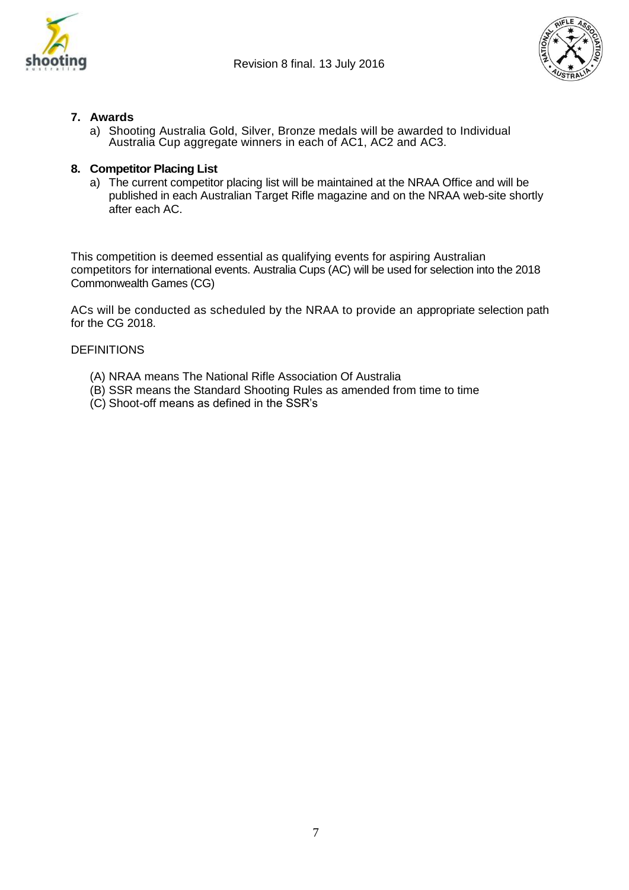## 7. Awards

a) Shooting Australia Gold, Silver, Bronze medals will be awarded to Individual Australia Cup aggregate winners in each of AC1, AC2 and AC3.

## 8. Competitor Placing List

a) The current competitor placing list will be maintained at the NRAA Office and will be published in each Australian Target Rifle magazine and on the NRAA web-site shortly after each AC.

This competition is deemed essential as qualifying events for aspiring Australian competitors for international events. Australia Cups (AC) will be used for selection into the 2018 Commonwealth Games (CG)

ACs will be conducted as scheduled by the NRAA to provide an appropriate selection path for the CG 2018.

DEFINITIONS

(A) NRAA means The National Rifle Association Of Australia
(B) SSR means the Standard Shooting Rules as amended from time to time
(C) Shoot-off means as defined in the SSR's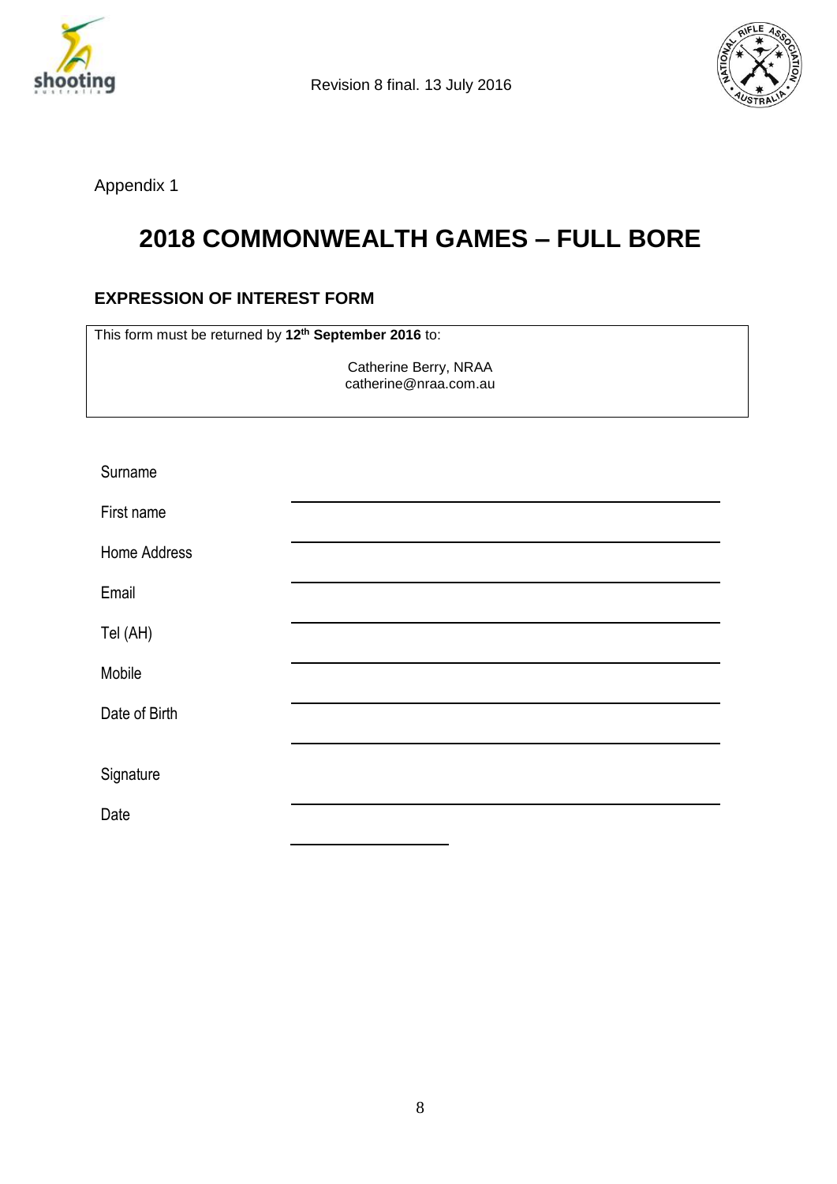Revision 8 final. 13 July 2016

Appendix 1

# 2018 COMMONWEALTH GAMES – FULL BORE

## EXPRESSION OF INTEREST FORM

This form must be returned by **12th September 2016** to:

Catherine Berry, NRAA
catherine@nraa.com.au

Surname ______________________________

First name ______________________________

Home Address ______________________________

Email ______________________________

Tel (AH) ______________________________

Mobile ______________________________

Date of Birth ______________________________

Signature ______________________________

Date ______________